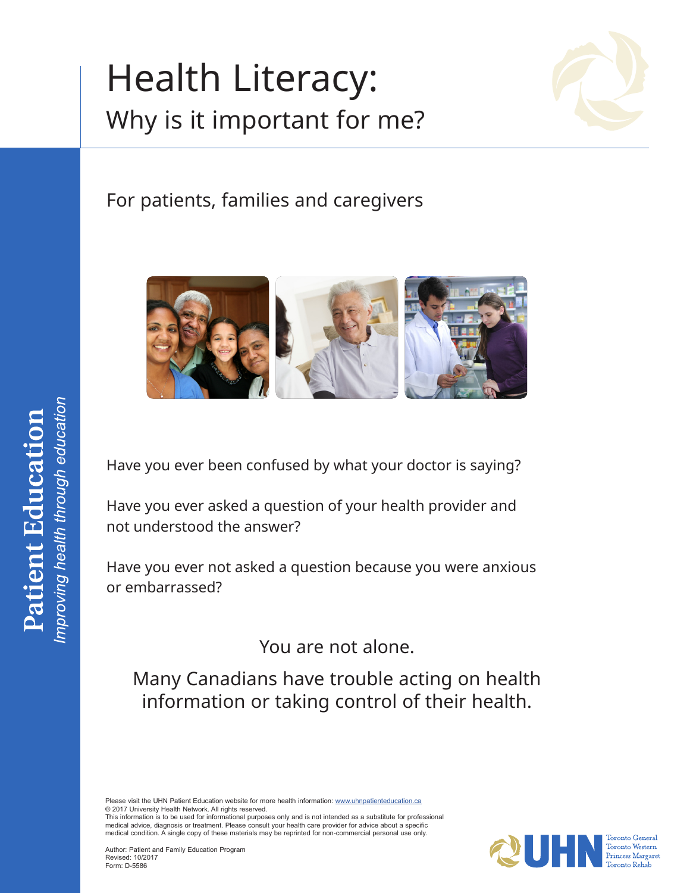# Health Literacy:

## Why is it important for me?

For patients, families and caregivers

Have you ever been confused by what your doctor is saying?

Have you ever asked a question of your health provider and not understood the answer?

Have you ever not asked a question because you were anxious or embarrassed?

You are not alone.

Many Canadians have trouble acting on health information or taking control of their health.

**Patient Education**

*Improving health through education*

Please visit the UHN Patient Education website for more health information: www.uhnpatienteducation.ca
© 2017 University Health Network. All rights reserved.
This information is to be used for informational purposes only and is not intended as a substitute for professional medical advice, diagnosis or treatment. Please consult your health care provider for advice about a specific medical condition. A single copy of these materials may be reprinted for non-commercial personal use only.

Author: Patient and Family Education Program
Revised: 10/2017
Form: D-5586

UHN
Toronto General
Toronto Western
Princess Margaret
Toronto Rehab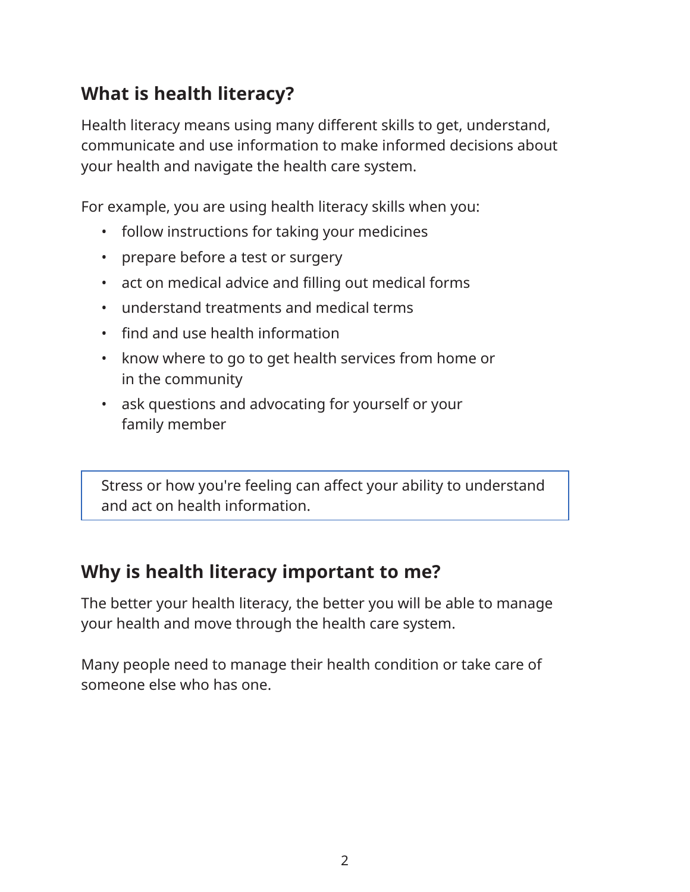## What is health literacy?

Health literacy means using many different skills to get, understand, communicate and use information to make informed decisions about your health and navigate the health care system.

For example, you are using health literacy skills when you:

- follow instructions for taking your medicines
- prepare before a test or surgery
- act on medical advice and filling out medical forms
- understand treatments and medical terms
- find and use health information
- know where to go to get health services from home or in the community
- ask questions and advocating for yourself or your family member

> Stress or how you're feeling can affect your ability to understand and act on health information.

## Why is health literacy important to me?

The better your health literacy, the better you will be able to manage your health and move through the health care system.

Many people need to manage their health condition or take care of someone else who has one.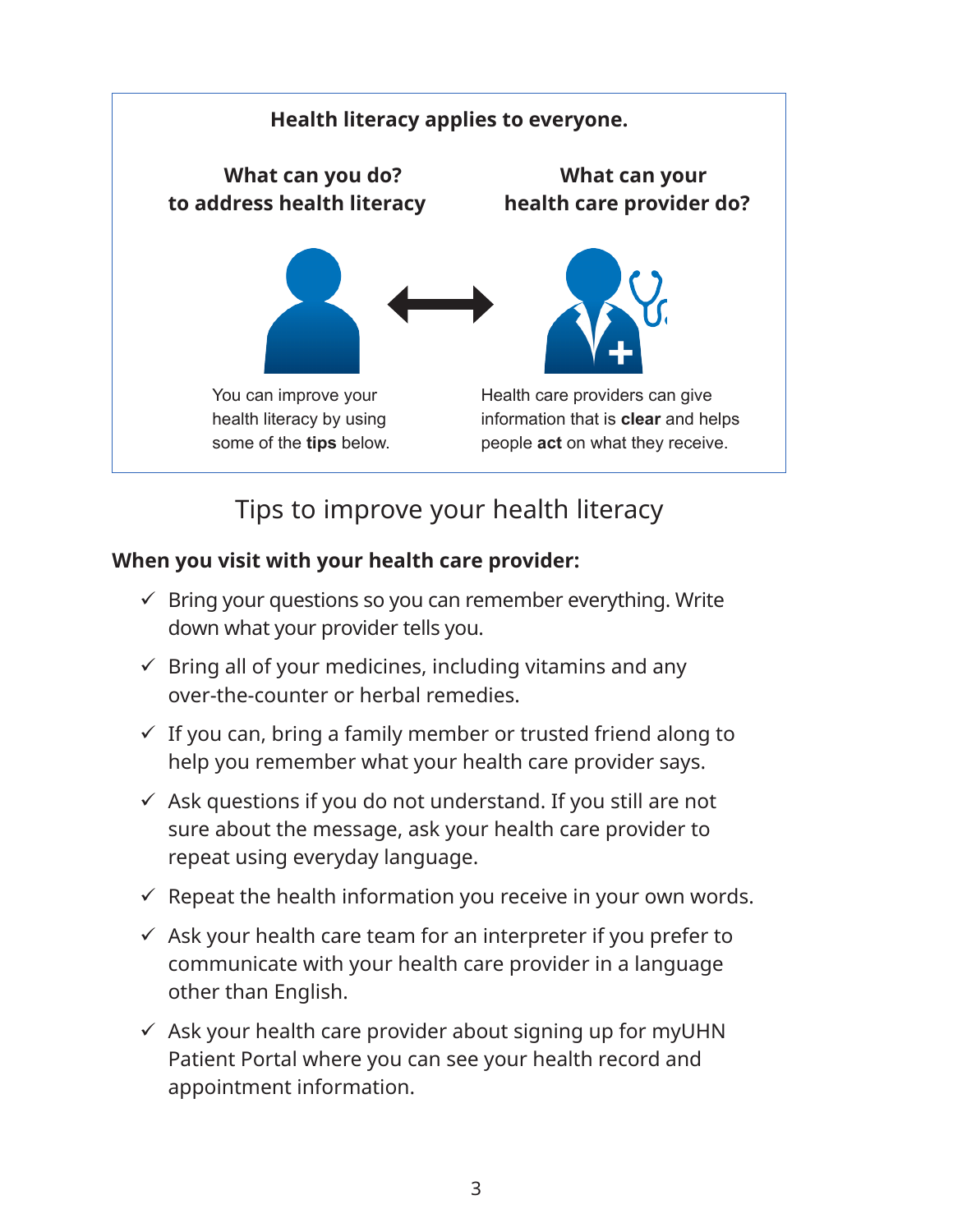**Health literacy applies to everyone.**

**What can you do? to address health literacy**

You can improve your health literacy by using some of the **tips** below.

**What can your health care provider do?**

Health care providers can give information that is **clear** and helps people **act** on what they receive.

## Tips to improve your health literacy

### When you visit with your health care provider:

- ✓ Bring your questions so you can remember everything. Write down what your provider tells you.
- ✓ Bring all of your medicines, including vitamins and any over-the-counter or herbal remedies.
- ✓ If you can, bring a family member or trusted friend along to help you remember what your health care provider says.
- ✓ Ask questions if you do not understand. If you still are not sure about the message, ask your health care provider to repeat using everyday language.
- ✓ Repeat the health information you receive in your own words.
- ✓ Ask your health care team for an interpreter if you prefer to communicate with your health care provider in a language other than English.
- ✓ Ask your health care provider about signing up for myUHN Patient Portal where you can see your health record and appointment information.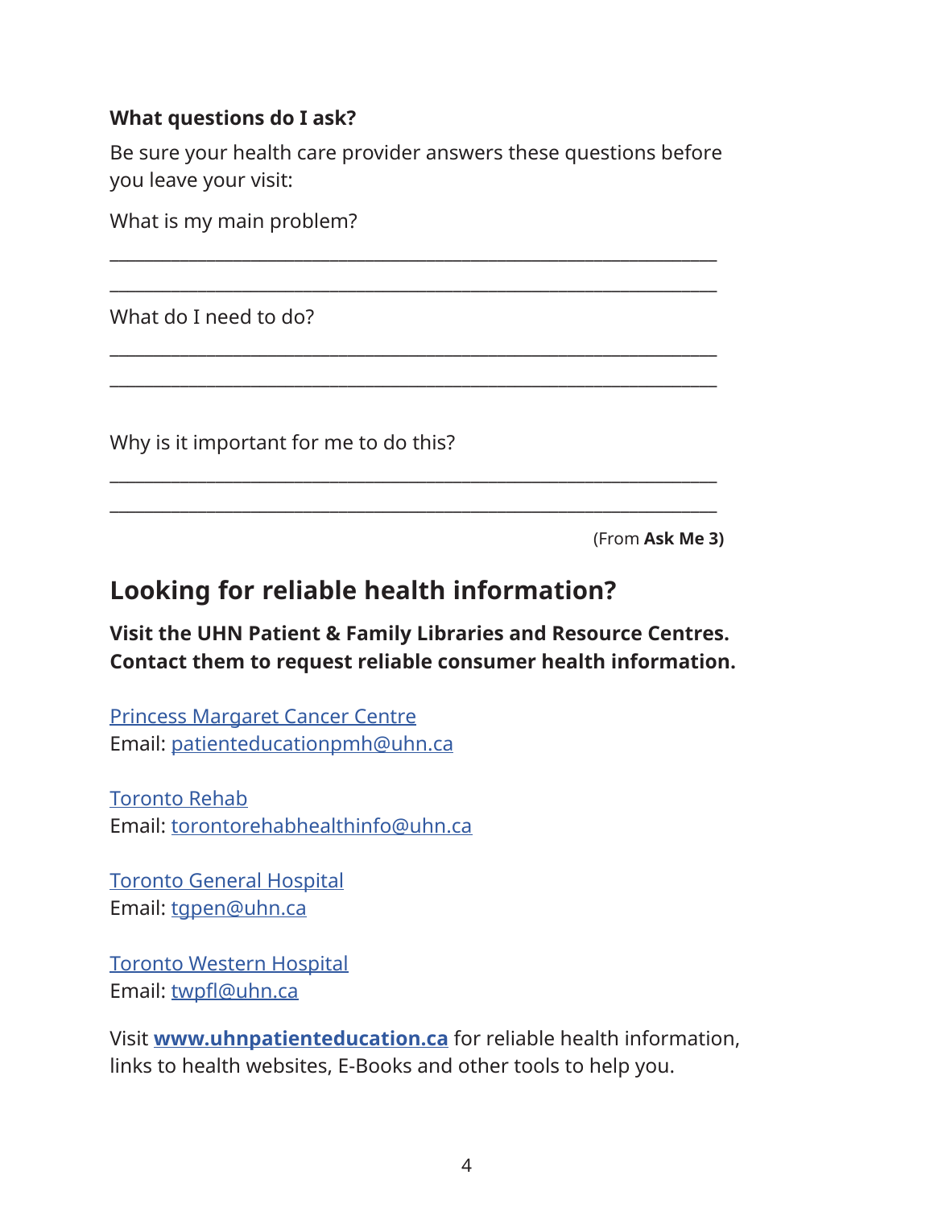**What questions do I ask?**

Be sure your health care provider answers these questions before you leave your visit:

What is my main problem?

_______________________________________________________________

_______________________________________________________________

What do I need to do?

_______________________________________________________________

_______________________________________________________________

Why is it important for me to do this?

_______________________________________________________________

_______________________________________________________________

(From **Ask Me 3)**

## Looking for reliable health information?

**Visit the UHN Patient & Family Libraries and Resource Centres. Contact them to request reliable consumer health information.**

Princess Margaret Cancer Centre
Email: patienteducationpmh@uhn.ca

Toronto Rehab
Email: torontorehabhealthinfo@uhn.ca

Toronto General Hospital
Email: tgpen@uhn.ca

Toronto Western Hospital
Email: twpfl@uhn.ca

Visit **www.uhnpatienteducation.ca** for reliable health information, links to health websites, E-Books and other tools to help you.